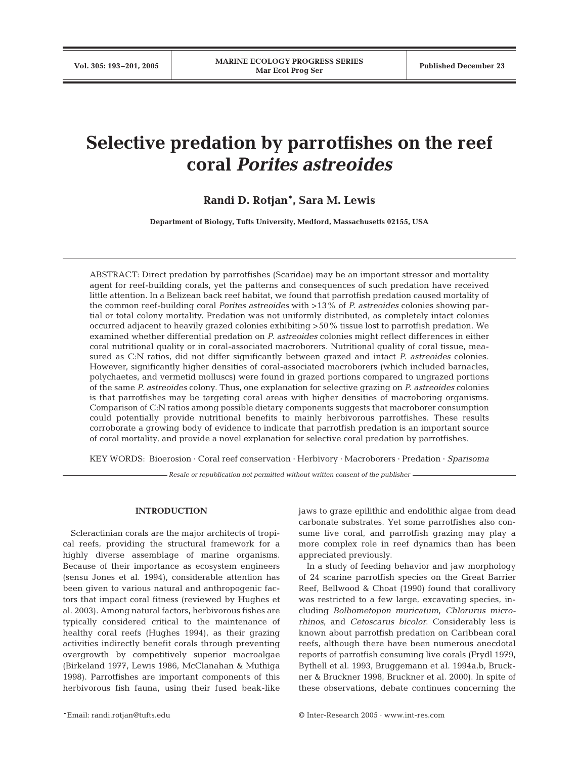# Selective predation by parrotfishes on the reef coral *Porites astreoides*

**Randi D. Rotjan\*, Sara M. Lewis**

**Department of Biology, Tufts University, Medford, Massachusetts 02155, USA**

ABSTRACT: Direct predation by parrotfishes (Scaridae) may be an important stressor and mortality agent for reef-building corals, yet the patterns and consequences of such predation have received little attention. In a Belizean back reef habitat, we found that parrotfish predation caused mortality of the common reef-building coral *Porites astreoides* with >13% of *P. astreoides* colonies showing partial or total colony mortality. Predation was not uniformly distributed, as completely intact colonies occurred adjacent to heavily grazed colonies exhibiting >50% tissue lost to parrotfish predation. We examined whether differential predation on *P. astreoides* colonies might reflect differences in either coral nutritional quality or in coral-associated macroborers. Nutritional quality of coral tissue, measured as C:N ratios, did not differ significantly between grazed and intact *P. astreoides* colonies. However, significantly higher densities of coral-associated macroborers (which included barnacles, polychaetes, and vermetid molluscs) were found in grazed portions compared to ungrazed portions of the same *P. astreoides* colony. Thus, one explanation for selective grazing on *P. astreoides* colonies is that parrotfishes may be targeting coral areas with higher densities of macroboring organisms. Comparison of C:N ratios among possible dietary components suggests that macroborer consumption could potentially provide nutritional benefits to mainly herbivorous parrotfishes. These results corroborate a growing body of evidence to indicate that parrotfish predation is an important source of coral mortality, and provide a novel explanation for selective coral predation by parrotfishes.

KEY WORDS: Bioerosion · Coral reef conservation · Herbivory · Macroborers · Predation · *Sparisoma*

*Resale or republication not permitted without written consent of the publisher*

## INTRODUCTION

Scleractinian corals are the major architects of tropical reefs, providing the structural framework for a highly diverse assemblage of marine organisms. Because of their importance as ecosystem engineers (sensu Jones et al. 1994), considerable attention has been given to various natural and anthropogenic factors that impact coral fitness (reviewed by Hughes et al. 2003). Among natural factors, herbivorous fishes are typically considered critical to the maintenance of healthy coral reefs (Hughes 1994), as their grazing activities indirectly benefit corals through preventing overgrowth by competitively superior macroalgae (Birkeland 1977, Lewis 1986, McClanahan & Muthiga 1998). Parrotfishes are important components of this herbivorous fish fauna, using their fused beak-like jaws to graze epilithic and endolithic algae from dead carbonate substrates. Yet some parrotfishes also consume live coral, and parrotfish grazing may play a more complex role in reef dynamics than has been appreciated previously.

In a study of feeding behavior and jaw morphology of 24 scarine parrotfish species on the Great Barrier Reef, Bellwood & Choat (1990) found that corallivory was restricted to a few large, excavating species, including *Bolbometopon muricatum*, *Chlorurus microrhinos*, and *Cetoscarus bicolor*. Considerably less is known about parrotfish predation on Caribbean coral reefs, although there have been numerous anecdotal reports of parrotfish consuming live corals (Frydl 1979, Bythell et al. 1993, Bruggemann et al. 1994a,b, Bruckner & Bruckner 1998, Bruckner et al. 2000). In spite of these observations, debate continues concerning the

\*Email: randi.rotjan@tufts.edu

© Inter-Research 2005 · www.int-res.com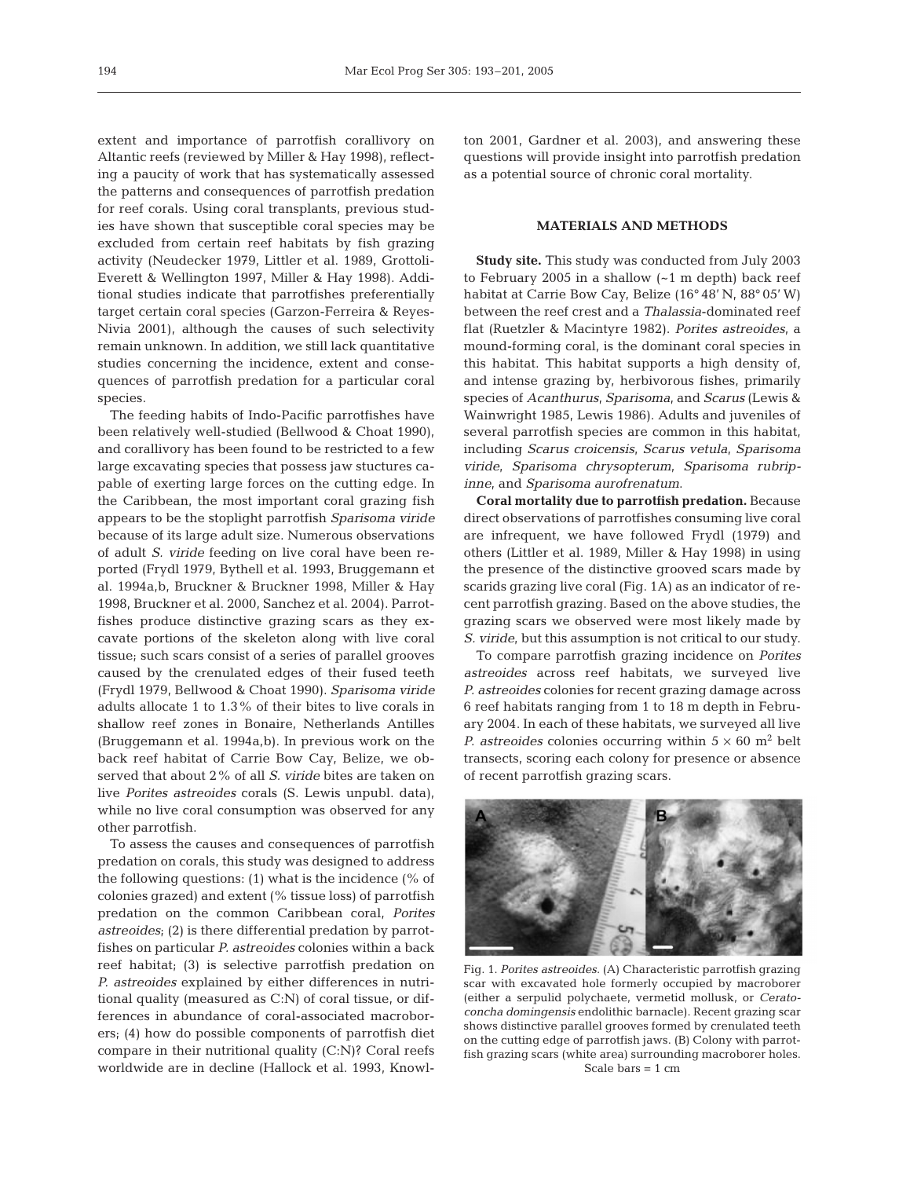extent and importance of parrotfish corallivory on Altantic reefs (reviewed by Miller & Hay 1998), reflecting a paucity of work that has systematically assessed the patterns and consequences of parrotfish predation for reef corals. Using coral transplants, previous studies have shown that susceptible coral species may be excluded from certain reef habitats by fish grazing activity (Neudecker 1979, Littler et al. 1989, Grottoli-Everett & Wellington 1997, Miller & Hay 1998). Additional studies indicate that parrotfishes preferentially target certain coral species (Garzon-Ferreira & Reyes-Nivia 2001), although the causes of such selectivity remain unknown. In addition, we still lack quantitative studies concerning the incidence, extent and consequences of parrotfish predation for a particular coral species.

The feeding habits of Indo-Pacific parrotfishes have been relatively well-studied (Bellwood & Choat 1990), and corallivory has been found to be restricted to a few large excavating species that possess jaw stuctures capable of exerting large forces on the cutting edge. In the Caribbean, the most important coral grazing fish appears to be the stoplight parrotfish *Sparisoma viride* because of its large adult size. Numerous observations of adult *S. viride* feeding on live coral have been reported (Frydl 1979, Bythell et al. 1993, Bruggemann et al. 1994a,b, Bruckner & Bruckner 1998, Miller & Hay 1998, Bruckner et al. 2000, Sanchez et al. 2004). Parrotfishes produce distinctive grazing scars as they excavate portions of the skeleton along with live coral tissue; such scars consist of a series of parallel grooves caused by the crenulated edges of their fused teeth (Frydl 1979, Bellwood & Choat 1990). *Sparisoma viride* adults allocate 1 to 1.3% of their bites to live corals in shallow reef zones in Bonaire, Netherlands Antilles (Bruggemann et al. 1994a,b). In previous work on the back reef habitat of Carrie Bow Cay, Belize, we observed that about 2% of all *S. viride* bites are taken on live *Porites astreoides* corals (S. Lewis unpubl. data), while no live coral consumption was observed for any other parrotfish.

To assess the causes and consequences of parrotfish predation on corals, this study was designed to address the following questions: (1) what is the incidence (% of colonies grazed) and extent (% tissue loss) of parrotfish predation on the common Caribbean coral, *Porites astreoides*; (2) is there differential predation by parrotfishes on particular *P. astreoides* colonies within a back reef habitat; (3) is selective parrotfish predation on *P. astreoides* explained by either differences in nutritional quality (measured as C:N) of coral tissue, or differences in abundance of coral-associated macroborers; (4) how do possible components of parrotfish diet compare in their nutritional quality (C:N)? Coral reefs worldwide are in decline (Hallock et al. 1993, Knowlton 2001, Gardner et al. 2003), and answering these questions will provide insight into parrotfish predation as a potential source of chronic coral mortality.

## MATERIALS AND METHODS

**Study site.** This study was conducted from July 2003 to February 2005 in a shallow (~1 m depth) back reef habitat at Carrie Bow Cay, Belize (16° 48′ N, 88° 05′ W) between the reef crest and a *Thalassia*-dominated reef flat (Ruetzler & Macintyre 1982). *Porites astreoides*, a mound-forming coral, is the dominant coral species in this habitat. This habitat supports a high density of, and intense grazing by, herbivorous fishes, primarily species of *Acanthurus*, *Sparisoma*, and *Scarus* (Lewis & Wainwright 1985, Lewis 1986). Adults and juveniles of several parrotfish species are common in this habitat, including *Scarus croicensis*, *Scarus vetula*, *Sparisoma viride*, *Sparisoma chrysopterum*, *Sparisoma rubripinne*, and *Sparisoma aurofrenatum*.

**Coral mortality due to parrotfish predation.** Because direct observations of parrotfishes consuming live coral are infrequent, we have followed Frydl (1979) and others (Littler et al. 1989, Miller & Hay 1998) in using the presence of the distinctive grooved scars made by scarids grazing live coral (Fig. 1A) as an indicator of recent parrotfish grazing. Based on the above studies, the grazing scars we observed were most likely made by *S. viride*, but this assumption is not critical to our study.

To compare parrotfish grazing incidence on *Porites astreoides* across reef habitats, we surveyed live *P. astreoides* colonies for recent grazing damage across 6 reef habitats ranging from 1 to 18 m depth in February 2004. In each of these habitats, we surveyed all live *P. astreoides* colonies occurring within $5 \times 60$ m$^2$ belt transects, scoring each colony for presence or absence of recent parrotfish grazing scars.

Fig. 1. *Porites astreoides*. (A) Characteristic parrotfish grazing scar with excavated hole formerly occupied by macroborer (either a serpulid polychaete, vermetid mollusk, or *Ceratoconcha domingensis* endolithic barnacle). Recent grazing scar shows distinctive parallel grooves formed by crenulated teeth on the cutting edge of parrotfish jaws. (B) Colony with parrotfish grazing scars (white area) surrounding macroborer holes. Scale bars = 1 cm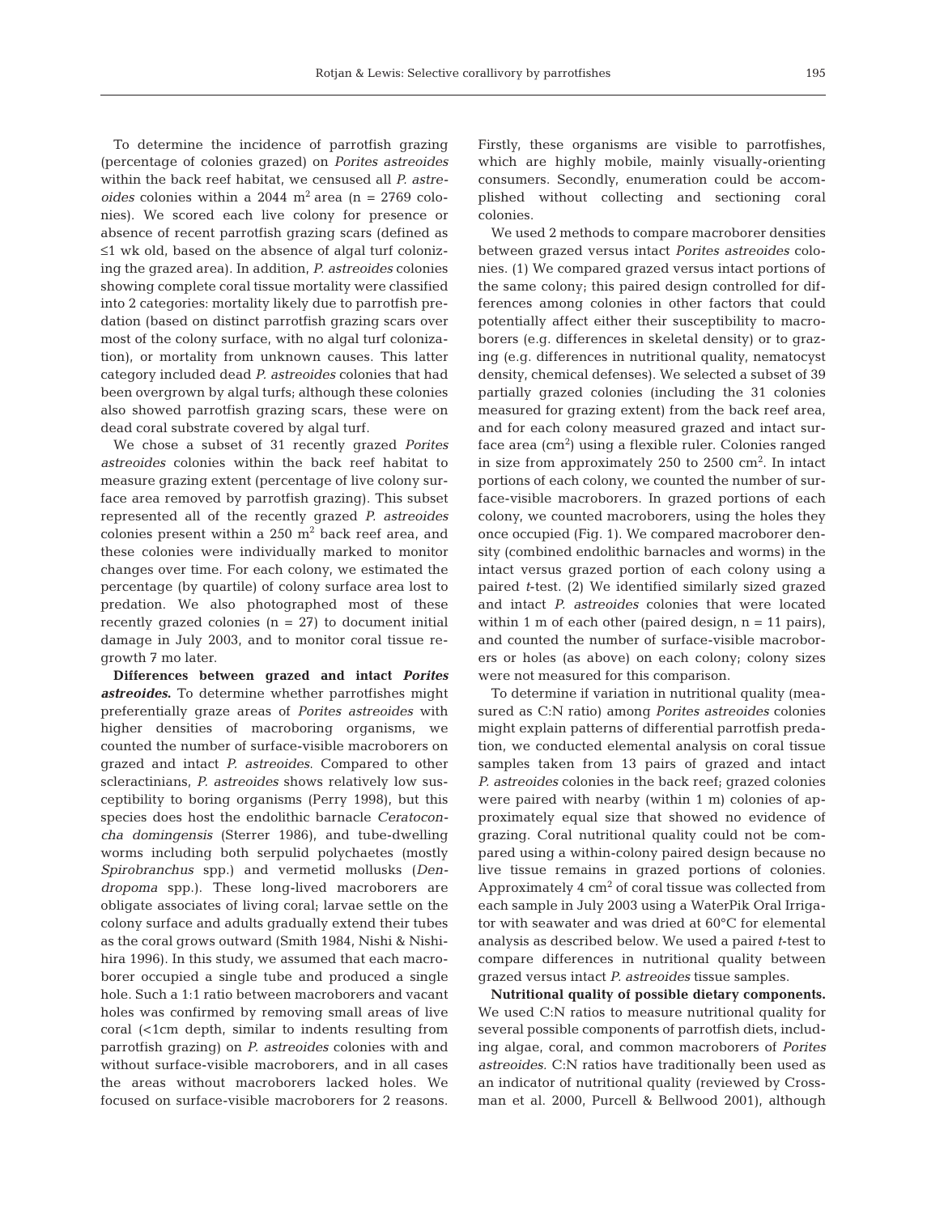To determine the incidence of parrotfish grazing (percentage of colonies grazed) on *Porites astreoides* within the back reef habitat, we censused all *P. astreoides* colonies within a 2044 $m^2$ area (n = 2769 colonies). We scored each live colony for presence or absence of recent parrotfish grazing scars (defined as ≤1 wk old, based on the absence of algal turf colonizing the grazed area). In addition, *P. astreoides* colonies showing complete coral tissue mortality were classified into 2 categories: mortality likely due to parrotfish predation (based on distinct parrotfish grazing scars over most of the colony surface, with no algal turf colonization), or mortality from unknown causes. This latter category included dead *P. astreoides* colonies that had been overgrown by algal turfs; although these colonies also showed parrotfish grazing scars, these were on dead coral substrate covered by algal turf.

We chose a subset of 31 recently grazed *Porites astreoides* colonies within the back reef habitat to measure grazing extent (percentage of live colony surface area removed by parrotfish grazing). This subset represented all of the recently grazed *P. astreoides* colonies present within a 250 $m^2$ back reef area, and these colonies were individually marked to monitor changes over time. For each colony, we estimated the percentage (by quartile) of colony surface area lost to predation. We also photographed most of these recently grazed colonies (n = 27) to document initial damage in July 2003, and to monitor coral tissue regrowth 7 mo later.

**Differences between grazed and intact *Porites astreoides*.** To determine whether parrotfishes might preferentially graze areas of *Porites astreoides* with higher densities of macroboring organisms, we counted the number of surface-visible macroborers on grazed and intact *P. astreoides*. Compared to other scleractinians, *P. astreoides* shows relatively low susceptibility to boring organisms (Perry 1998), but this species does host the endolithic barnacle *Ceratoconcha domingensis* (Sterrer 1986), and tube-dwelling worms including both serpulid polychaetes (mostly *Spirobranchus* spp.) and vermetid mollusks (*Dendropoma* spp.). These long-lived macroborers are obligate associates of living coral; larvae settle on the colony surface and adults gradually extend their tubes as the coral grows outward (Smith 1984, Nishi & Nishihira 1996). In this study, we assumed that each macroborer occupied a single tube and produced a single hole. Such a 1:1 ratio between macroborers and vacant holes was confirmed by removing small areas of live coral (<1cm depth, similar to indents resulting from parrotfish grazing) on *P. astreoides* colonies with and without surface-visible macroborers, and in all cases the areas without macroborers lacked holes. We focused on surface-visible macroborers for 2 reasons. Firstly, these organisms are visible to parrotfishes, which are highly mobile, mainly visually-orienting consumers. Secondly, enumeration could be accomplished without collecting and sectioning coral colonies.

We used 2 methods to compare macroborer densities between grazed versus intact *Porites astreoides* colonies. (1) We compared grazed versus intact portions of the same colony; this paired design controlled for differences among colonies in other factors that could potentially affect either their susceptibility to macroborers (e.g. differences in skeletal density) or to grazing (e.g. differences in nutritional quality, nematocyst density, chemical defenses). We selected a subset of 39 partially grazed colonies (including the 31 colonies measured for grazing extent) from the back reef area, and for each colony measured grazed and intact surface area ($cm^2$) using a flexible ruler. Colonies ranged in size from approximately 250 to 2500 $cm^2$. In intact portions of each colony, we counted the number of surface-visible macroborers. In grazed portions of each colony, we counted macroborers, using the holes they once occupied (Fig. 1). We compared macroborer density (combined endolithic barnacles and worms) in the intact versus grazed portion of each colony using a paired *t*-test. (2) We identified similarly sized grazed and intact *P. astreoides* colonies that were located within 1 m of each other (paired design, n = 11 pairs), and counted the number of surface-visible macroborers or holes (as above) on each colony; colony sizes were not measured for this comparison.

To determine if variation in nutritional quality (measured as C:N ratio) among *Porites astreoides* colonies might explain patterns of differential parrotfish predation, we conducted elemental analysis on coral tissue samples taken from 13 pairs of grazed and intact *P. astreoides* colonies in the back reef; grazed colonies were paired with nearby (within 1 m) colonies of approximately equal size that showed no evidence of grazing. Coral nutritional quality could not be compared using a within-colony paired design because no live tissue remains in grazed portions of colonies. Approximately 4 $cm^2$ of coral tissue was collected from each sample in July 2003 using a WaterPik Oral Irrigator with seawater and was dried at 60°C for elemental analysis as described below. We used a paired *t*-test to compare differences in nutritional quality between grazed versus intact *P. astreoides* tissue samples.

**Nutritional quality of possible dietary components.** We used C:N ratios to measure nutritional quality for several possible components of parrotfish diets, including algae, coral, and common macroborers of *Porites astreoides*. C:N ratios have traditionally been used as an indicator of nutritional quality (reviewed by Crossman et al. 2000, Purcell & Bellwood 2001), although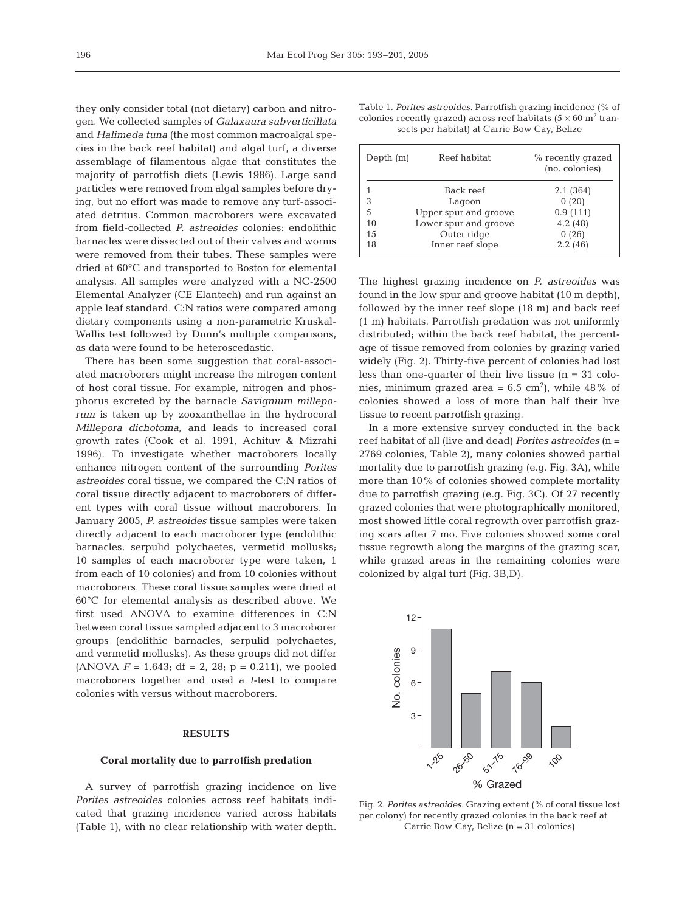they only consider total (not dietary) carbon and nitrogen. We collected samples of *Galaxaura subverticillata* and *Halimeda tuna* (the most common macroalgal species in the back reef habitat) and algal turf, a diverse assemblage of filamentous algae that constitutes the majority of parrotfish diets (Lewis 1986). Large sand particles were removed from algal samples before drying, but no effort was made to remove any turf-associated detritus. Common macroborers were excavated from field-collected *P. astreoides* colonies: endolithic barnacles were dissected out of their valves and worms were removed from their tubes. These samples were dried at 60°C and transported to Boston for elemental analysis. All samples were analyzed with a NC-2500 Elemental Analyzer (CE Elantech) and run against an apple leaf standard. C:N ratios were compared among dietary components using a non-parametric Kruskal-Wallis test followed by Dunn's multiple comparisons, as data were found to be heteroscedastic.

There has been some suggestion that coral-associated macroborers might increase the nitrogen content of host coral tissue. For example, nitrogen and phosphorus excreted by the barnacle *Savignium milleporum* is taken up by zooxanthellae in the hydrocoral *Millepora dichotoma*, and leads to increased coral growth rates (Cook et al. 1991, Achituv & Mizrahi 1996). To investigate whether macroborers locally enhance nitrogen content of the surrounding *Porites astreoides* coral tissue, we compared the C:N ratios of coral tissue directly adjacent to macroborers of different types with coral tissue without macroborers. In January 2005, *P. astreoides* tissue samples were taken directly adjacent to each macroborer type (endolithic barnacles, serpulid polychaetes, vermetid mollusks; 10 samples of each macroborer type were taken, 1 from each of 10 colonies) and from 10 colonies without macroborers. These coral tissue samples were dried at 60°C for elemental analysis as described above. We first used ANOVA to examine differences in C:N between coral tissue sampled adjacent to 3 macroborer groups (endolithic barnacles, serpulid polychaetes, and vermetid mollusks). As these groups did not differ (ANOVA $F = 1.643$; df = 2, 28; $p = 0.211$), we pooled macroborers together and used a *t*-test to compare colonies with versus without macroborers.

## RESULTS

### Coral mortality due to parrotfish predation

A survey of parrotfish grazing incidence on live *Porites astreoides* colonies across reef habitats indicated that grazing incidence varied across habitats (Table 1), with no clear relationship with water depth.

Table 1. *Porites astreoides*. Parrotfish grazing incidence (% of colonies recently grazed) across reef habitats ($5 \times 60$ m$^2$ transects per habitat) at Carrie Bow Cay, Belize

| Depth (m) | Reef habitat | % recently grazed (no. colonies) |
|---|---|---|
| 1 | Back reef | 2.1 (364) |
| 3 | Lagoon | 0 (20) |
| 5 | Upper spur and groove | 0.9 (111) |
| 10 | Lower spur and groove | 4.2 (48) |
| 15 | Outer ridge | 0 (26) |
| 18 | Inner reef slope | 2.2 (46) |

The highest grazing incidence on *P. astreoides* was found in the low spur and groove habitat (10 m depth), followed by the inner reef slope (18 m) and back reef (1 m) habitats. Parrotfish predation was not uniformly distributed; within the back reef habitat, the percentage of tissue removed from colonies by grazing varied widely (Fig. 2). Thirty-five percent of colonies had lost less than one-quarter of their live tissue (n = 31 colonies, minimum grazed area = 6.5 cm$^2$), while 48% of colonies showed a loss of more than half their live tissue to recent parrotfish grazing.

In a more extensive survey conducted in the back reef habitat of all (live and dead) *Porites astreoides* (n = 2769 colonies, Table 2), many colonies showed partial mortality due to parrotfish grazing (e.g. Fig. 3A), while more than 10% of colonies showed complete mortality due to parrotfish grazing (e.g. Fig. 3C). Of 27 recently grazed colonies that were photographically monitored, most showed little coral regrowth over parrotfish grazing scars after 7 mo. Five colonies showed some coral tissue regrowth along the margins of the grazing scar, while grazed areas in the remaining colonies were colonized by algal turf (Fig. 3B,D).

Fig. 2. *Porites astreoides*. Grazing extent (% of coral tissue lost per colony) for recently grazed colonies in the back reef at Carrie Bow Cay, Belize (n = 31 colonies)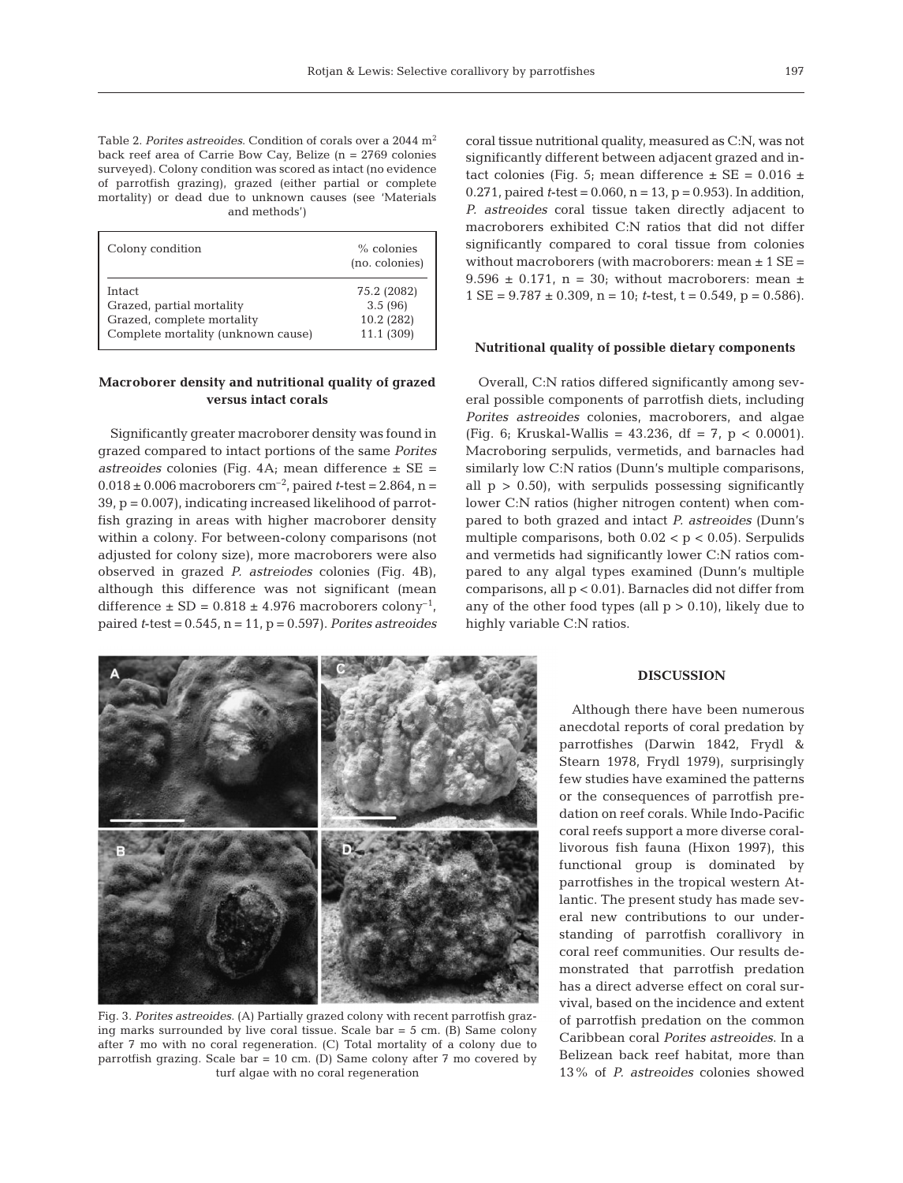Table 2. *Porites astreoides*. Condition of corals over a 2044 $m^2$ back reef area of Carrie Bow Cay, Belize (n = 2769 colonies surveyed). Colony condition was scored as intact (no evidence of parrotfish grazing), grazed (either partial or complete mortality) or dead due to unknown causes (see 'Materials and methods')

| Colony condition | % colonies (no. colonies) |
|---|---|
| Intact | 75.2 (2082) |
| Grazed, partial mortality | 3.5 (96) |
| Grazed, complete mortality | 10.2 (282) |
| Complete mortality (unknown cause) | 11.1 (309) |

### Macroborer density and nutritional quality of grazed versus intact corals

Significantly greater macroborer density was found in grazed compared to intact portions of the same *Porites astreoides* colonies (Fig. 4A; mean difference ± SE = 0.018 ± 0.006 macroborers $cm^{-2}$, paired *t*-test = 2.864, n = 39, p = 0.007), indicating increased likelihood of parrotfish grazing in areas with higher macroborer density within a colony. For between-colony comparisons (not adjusted for colony size), more macroborers were also observed in grazed *P. astreiodes* colonies (Fig. 4B), although this difference was not significant (mean difference ± SD = 0.818 ± 4.976 macroborers $colony^{-1}$, paired *t*-test = 0.545, n = 11, p = 0.597). *Porites astreoides* coral tissue nutritional quality, measured as C:N, was not significantly different between adjacent grazed and intact colonies (Fig. 5; mean difference ± SE = 0.016 ± 0.271, paired *t*-test = 0.060, n = 13, p = 0.953). In addition, *P. astreoides* coral tissue taken directly adjacent to macroborers exhibited C:N ratios that did not differ significantly compared to coral tissue from colonies without macroborers (with macroborers: mean ± 1 SE = 9.596 ± 0.171, n = 30; without macroborers: mean ± 1 SE = 9.787 ± 0.309, n = 10; *t*-test, t = 0.549, p = 0.586).

### Nutritional quality of possible dietary components

Overall, C:N ratios differed significantly among several possible components of parrotfish diets, including *Porites astreoides* colonies, macroborers, and algae (Fig. 6; Kruskal-Wallis = 43.236, df = 7, p < 0.0001). Macroboring serpulids, vermetids, and barnacles had similarly low C:N ratios (Dunn's multiple comparisons, all p > 0.50), with serpulids possessing significantly lower C:N ratios (higher nitrogen content) when compared to both grazed and intact *P. astreoides* (Dunn's multiple comparisons, both 0.02 < p < 0.05). Serpulids and vermetids had significantly lower C:N ratios compared to any algal types examined (Dunn's multiple comparisons, all p < 0.01). Barnacles did not differ from any of the other food types (all p > 0.10), likely due to highly variable C:N ratios.

Fig. 3. *Porites astreoides*. (A) Partially grazed colony with recent parrotfish grazing marks surrounded by live coral tissue. Scale bar = 5 cm. (B) Same colony after 7 mo with no coral regeneration. (C) Total mortality of a colony due to parrotfish grazing. Scale bar = 10 cm. (D) Same colony after 7 mo covered by turf algae with no coral regeneration

## DISCUSSION

Although there have been numerous anecdotal reports of coral predation by parrotfishes (Darwin 1842, Frydl & Stearn 1978, Frydl 1979), surprisingly few studies have examined the patterns or the consequences of parrotfish predation on reef corals. While Indo-Pacific coral reefs support a more diverse corallivorous fish fauna (Hixon 1997), this functional group is dominated by parrotfishes in the tropical western Atlantic. The present study has made several new contributions to our understanding of parrotfish corallivory in coral reef communities. Our results demonstrated that parrotfish predation has a direct adverse effect on coral survival, based on the incidence and extent of parrotfish predation on the common Caribbean coral *Porites astreoides*. In a Belizean back reef habitat, more than 13% of *P. astreoides* colonies showed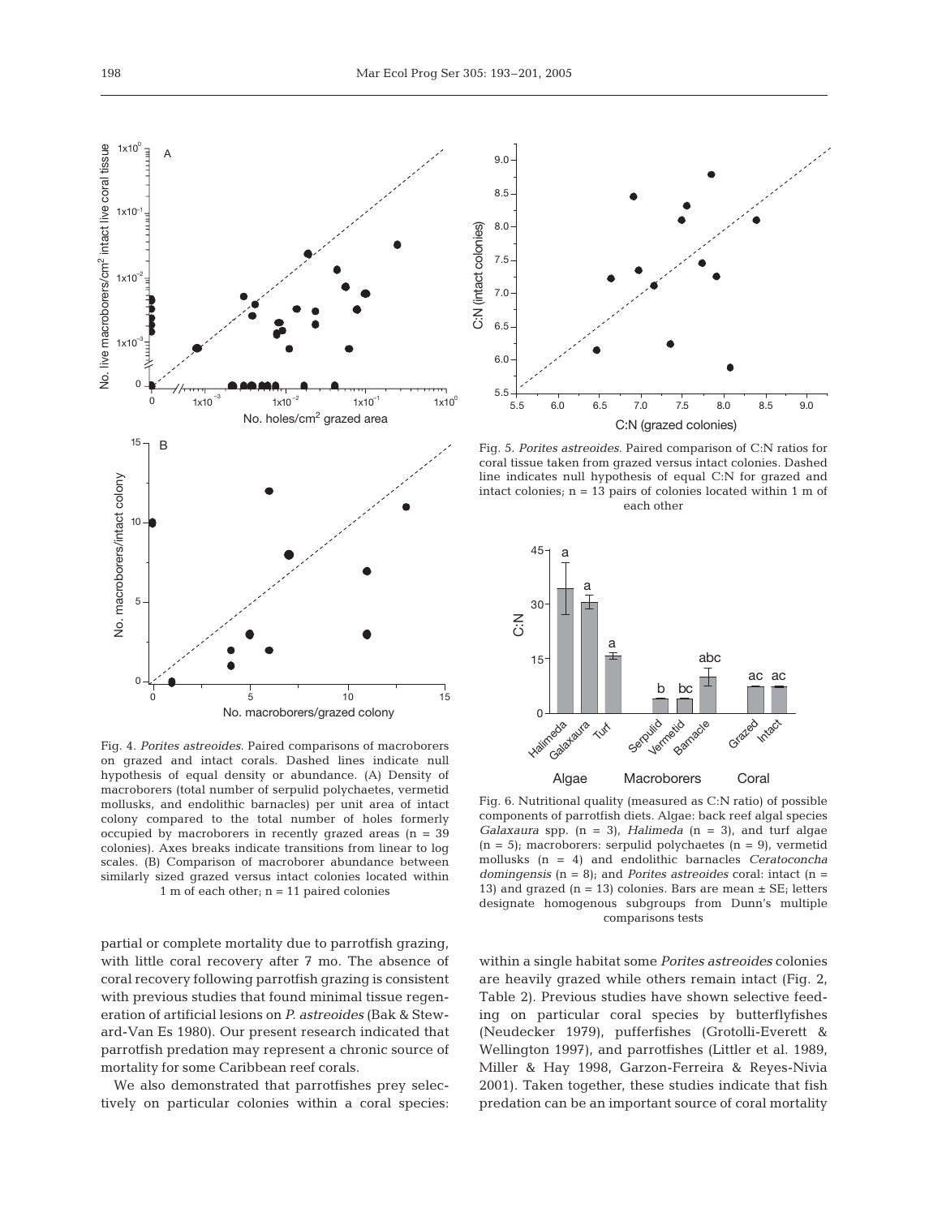Fig. 4. *Porites astreoides*. Paired comparisons of macroborers on grazed and intact corals. Dashed lines indicate null hypothesis of equal density or abundance. (A) Density of macroborers (total number of serpulid polychaetes, vermetid mollusks, and endolithic barnacles) per unit area of intact colony compared to the total number of holes formerly occupied by macroborers in recently grazed areas (n = 39 colonies). Axes breaks indicate transitions from linear to log scales. (B) Comparison of macroborer abundance between similarly sized grazed versus intact colonies located within 1 m of each other; n = 11 paired colonies

Fig. 5. *Porites astreoides*. Paired comparison of C:N ratios for coral tissue taken from grazed versus intact colonies. Dashed line indicates null hypothesis of equal C:N for grazed and intact colonies; n = 13 pairs of colonies located within 1 m of each other

Fig. 6. Nutritional quality (measured as C:N ratio) of possible components of parrotfish diets. Algae: back reef algal species *Galaxaura* spp. (n = 3), *Halimeda* (n = 3), and turf algae (n = 5); macroborers: serpulid polychaetes (n = 9), vermetid mollusks (n = 4) and endolithic barnacles *Ceratoconcha domingensis* (n = 8); and *Porites astreoides* coral: intact (n = 13) and grazed (n = 13) colonies. Bars are mean ± SE; letters designate homogenous subgroups from Dunn's multiple comparisons tests

partial or complete mortality due to parrotfish grazing, with little coral recovery after 7 mo. The absence of coral recovery following parrotfish grazing is consistent with previous studies that found minimal tissue regeneration of artificial lesions on *P. astreoides* (Bak & Steward-Van Es 1980). Our present research indicated that parrotfish predation may represent a chronic source of mortality for some Caribbean reef corals.

We also demonstrated that parrotfishes prey selectively on particular colonies within a coral species: within a single habitat some *Porites astreoides* colonies are heavily grazed while others remain intact (Fig. 2, Table 2). Previous studies have shown selective feeding on particular coral species by butterflyfishes (Neudecker 1979), pufferfishes (Grotolli-Everett & Wellington 1997), and parrotfishes (Littler et al. 1989, Miller & Hay 1998, Garzon-Ferreira & Reyes-Nivia 2001). Taken together, these studies indicate that fish predation can be an important source of coral mortality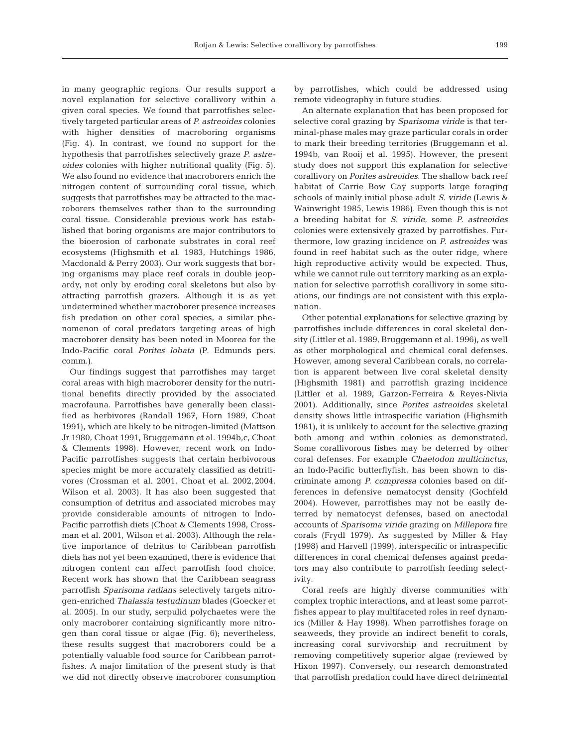in many geographic regions. Our results support a novel explanation for selective corallivory within a given coral species. We found that parrotfishes selectively targeted particular areas of *P. astreoides* colonies with higher densities of macroboring organisms (Fig. 4). In contrast, we found no support for the hypothesis that parrotfishes selectively graze *P. astreoides* colonies with higher nutritional quality (Fig. 5). We also found no evidence that macroborers enrich the nitrogen content of surrounding coral tissue, which suggests that parrotfishes may be attracted to the macroborers themselves rather than to the surrounding coral tissue. Considerable previous work has established that boring organisms are major contributors to the bioerosion of carbonate substrates in coral reef ecosystems (Highsmith et al. 1983, Hutchings 1986, Macdonald & Perry 2003). Our work suggests that boring organisms may place reef corals in double jeopardy, not only by eroding coral skeletons but also by attracting parrotfish grazers. Although it is as yet undetermined whether macroborer presence increases fish predation on other coral species, a similar phenomenon of coral predators targeting areas of high macroborer density has been noted in Moorea for the Indo-Pacific coral *Porites lobata* (P. Edmunds pers. comm.).

Our findings suggest that parrotfishes may target coral areas with high macroborer density for the nutritional benefits directly provided by the associated macrofauna. Parrotfishes have generally been classified as herbivores (Randall 1967, Horn 1989, Choat 1991), which are likely to be nitrogen-limited (Mattson Jr 1980, Choat 1991, Bruggemann et al. 1994b,c, Choat & Clements 1998). However, recent work on Indo-Pacific parrotfishes suggests that certain herbivorous species might be more accurately classified as detritivores (Crossman et al. 2001, Choat et al. 2002, 2004, Wilson et al. 2003). It has also been suggested that consumption of detritus and associated microbes may provide considerable amounts of nitrogen to Indo-Pacific parrotfish diets (Choat & Clements 1998, Crossman et al. 2001, Wilson et al. 2003). Although the relative importance of detritus to Caribbean parrotfish diets has not yet been examined, there is evidence that nitrogen content can affect parrotfish food choice. Recent work has shown that the Caribbean seagrass parrotfish *Sparisoma radians* selectively targets nitrogen-enriched *Thalassia testudinum* blades (Goecker et al. 2005). In our study, serpulid polychaetes were the only macroborer containing significantly more nitrogen than coral tissue or algae (Fig. 6); nevertheless, these results suggest that macroborers could be a potentially valuable food source for Caribbean parrotfishes. A major limitation of the present study is that we did not directly observe macroborer consumption by parrotfishes, which could be addressed using remote videography in future studies.

An alternate explanation that has been proposed for selective coral grazing by *Sparisoma viride* is that terminal-phase males may graze particular corals in order to mark their breeding territories (Bruggemann et al. 1994b, van Rooij et al. 1995). However, the present study does not support this explanation for selective corallivory on *Porites astreoides*. The shallow back reef habitat of Carrie Bow Cay supports large foraging schools of mainly initial phase adult *S. viride* (Lewis & Wainwright 1985, Lewis 1986). Even though this is not a breeding habitat for *S. viride*, some *P. astreoides* colonies were extensively grazed by parrotfishes. Furthermore, low grazing incidence on *P. astreoides* was found in reef habitat such as the outer ridge, where high reproductive activity would be expected. Thus, while we cannot rule out territory marking as an explanation for selective parrotfish corallivory in some situations, our findings are not consistent with this explanation.

Other potential explanations for selective grazing by parrotfishes include differences in coral skeletal density (Littler et al. 1989, Bruggemann et al. 1996), as well as other morphological and chemical coral defenses. However, among several Caribbean corals, no correlation is apparent between live coral skeletal density (Highsmith 1981) and parrotfish grazing incidence (Littler et al. 1989, Garzon-Ferreira & Reyes-Nivia 2001). Additionally, since *Porites astreoides* skeletal density shows little intraspecific variation (Highsmith 1981), it is unlikely to account for the selective grazing both among and within colonies as demonstrated. Some corallivorous fishes may be deterred by other coral defenses. For example *Chaetodon multicinctus*, an Indo-Pacific butterflyfish, has been shown to discriminate among *P. compressa* colonies based on differences in defensive nematocyst density (Gochfeld 2004). However, parrotfishes may not be easily deterred by nematocyst defenses, based on anectodal accounts of *Sparisoma viride* grazing on *Millepora* fire corals (Frydl 1979). As suggested by Miller & Hay (1998) and Harvell (1999), interspecific or intraspecific differences in coral chemical defenses against predators may also contribute to parrotfish feeding selectivity.

Coral reefs are highly diverse communities with complex trophic interactions, and at least some parrotfishes appear to play multifaceted roles in reef dynamics (Miller & Hay 1998). When parrotfishes forage on seaweeds, they provide an indirect benefit to corals, increasing coral survivorship and recruitment by removing competitively superior algae (reviewed by Hixon 1997). Conversely, our research demonstrated that parrotfish predation could have direct detrimental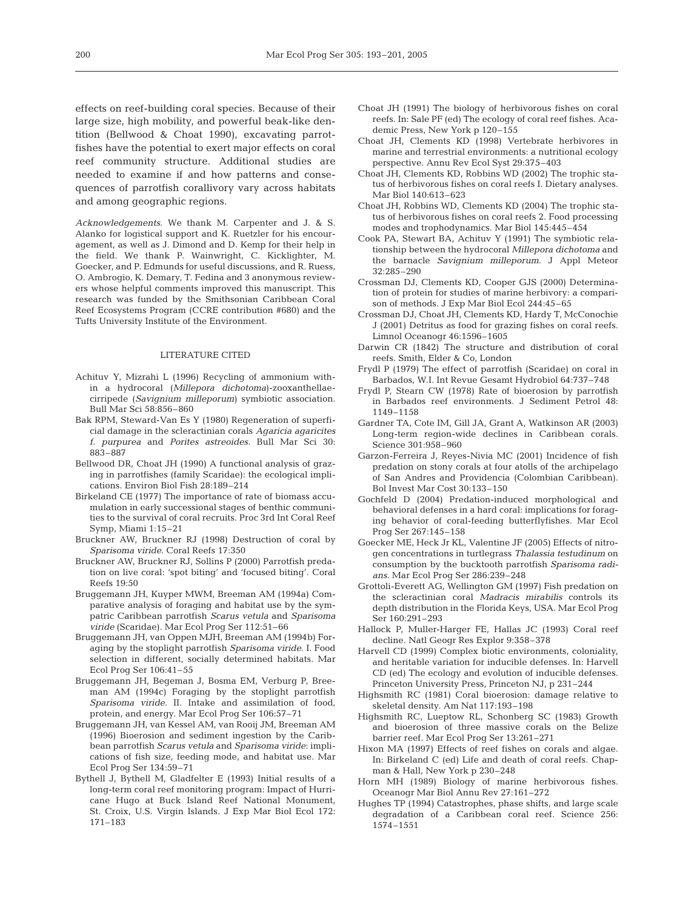effects on reef-building coral species. Because of their large size, high mobility, and powerful beak-like dentition (Bellwood & Choat 1990), excavating parrotfishes have the potential to exert major effects on coral reef community structure. Additional studies are needed to examine if and how patterns and consequences of parrotfish corallivory vary across habitats and among geographic regions.

*Acknowledgements.* We thank M. Carpenter and J. & S. Alanko for logistical support and K. Ruetzler for his encouragement, as well as J. Dimond and D. Kemp for their help in the field. We thank P. Wainwright, C. Kicklighter, M. Goecker, and P. Edmunds for useful discussions, and R. Ruess, O. Ambrogio, K. Demary, T. Fedina and 3 anonymous reviewers whose helpful comments improved this manuscript. This research was funded by the Smithsonian Caribbean Coral Reef Ecosystems Program (CCRE contribution #680) and the Tufts University Institute of the Environment.

## LITERATURE CITED

- Achituv Y, Mizrahi L (1996) Recycling of ammonium within a hydrocoral (*Millepora dichotoma*)-zooxanthellae-cirripede (*Savignium milleporum*) symbiotic association. Bull Mar Sci 58:856–860
- Bak RPM, Steward-Van Es Y (1980) Regeneration of superficial damage in the scleractinian corals *Agaricia agaricites f. purpurea* and *Porites astreoides*. Bull Mar Sci 30: 883–887
- Bellwood DR, Choat JH (1990) A functional analysis of grazing in parrotfishes (family Scaridae): the ecological implications. Environ Biol Fish 28:189–214
- Birkeland CE (1977) The importance of rate of biomass accumulation in early successional stages of benthic communities to the survival of coral recruits. Proc 3rd Int Coral Reef Symp, Miami 1:15–21
- Bruckner AW, Bruckner RJ (1998) Destruction of coral by *Sparisoma viride*. Coral Reefs 17:350
- Bruckner AW, Bruckner RJ, Sollins P (2000) Parrotfish predation on live coral: 'spot biting' and 'focused biting'. Coral Reefs 19:50
- Bruggemann JH, Kuyper MWM, Breeman AM (1994a) Comparative analysis of foraging and habitat use by the sympatric Caribbean parrotfish *Scarus vetula* and *Sparisoma viride* (Scaridae). Mar Ecol Prog Ser 112:51–66
- Bruggemann JH, van Oppen MJH, Breeman AM (1994b) Foraging by the stoplight parrotfish *Sparisoma viride*. I. Food selection in different, socially determined habitats. Mar Ecol Prog Ser 106:41–55
- Bruggemann JH, Begeman J, Bosma EM, Verburg P, Breeman AM (1994c) Foraging by the stoplight parrotfish *Sparisoma viride*. II. Intake and assimilation of food, protein, and energy. Mar Ecol Prog Ser 106:57–71
- Bruggemann JH, van Kessel AM, van Rooij JM, Breeman AM (1996) Bioerosion and sediment ingestion by the Caribbean parrotfish *Scarus vetula* and *Sparisoma viride*: implications of fish size, feeding mode, and habitat use. Mar Ecol Prog Ser 134:59–71
- Bythell J, Bythell M, Gladfelter E (1993) Initial results of a long-term coral reef monitoring program: Impact of Hurricane Hugo at Buck Island Reef National Monument, St. Croix, U.S. Virgin Islands. J Exp Mar Biol Ecol 172: 171–183
- Choat JH (1991) The biology of herbivorous fishes on coral reefs. In: Sale PF (ed) The ecology of coral reef fishes. Academic Press, New York p 120–155
- Choat JH, Clements KD (1998) Vertebrate herbivores in marine and terrestrial environments: a nutritional ecology perspective. Annu Rev Ecol Syst 29:375–403
- Choat JH, Clements KD, Robbins WD (2002) The trophic status of herbivorous fishes on coral reefs I. Dietary analyses. Mar Biol 140:613–623
- Choat JH, Robbins WD, Clements KD (2004) The trophic status of herbivorous fishes on coral reefs 2. Food processing modes and trophodynamics. Mar Biol 145:445–454
- Cook PA, Stewart BA, Achituv Y (1991) The symbiotic relationship between the hydrocoral *Millepora dichotoma* and the barnacle *Savignium milleporum*. J Appl Meteor 32:285–290
- Crossman DJ, Clements KD, Cooper GJS (2000) Determination of protein for studies of marine herbivory: a comparison of methods. J Exp Mar Biol Ecol 244:45–65
- Crossman DJ, Choat JH, Clements KD, Hardy T, McConochie J (2001) Detritus as food for grazing fishes on coral reefs. Limnol Oceanogr 46:1596–1605
- Darwin CR (1842) The structure and distribution of coral reefs. Smith, Elder & Co, London
- Frydl P (1979) The effect of parrotfish (Scaridae) on coral in Barbados, W.I. Int Revue Gesamt Hydrobiol 64:737–748
- Frydl P, Stearn CW (1978) Rate of bioerosion by parrotfish in Barbados reef environments. J Sediment Petrol 48: 1149–1158
- Gardner TA, Cote IM, Gill JA, Grant A, Watkinson AR (2003) Long-term region-wide declines in Caribbean corals. Science 301:958–960
- Garzon-Ferreira J, Reyes-Nivia MC (2001) Incidence of fish predation on stony corals at four atolls of the archipelago of San Andres and Providencia (Colombian Caribbean). Bol Invest Mar Cost 30:133–150
- Gochfeld D (2004) Predation-induced morphological and behavioral defenses in a hard coral: implications for foraging behavior of coral-feeding butterflyfishes. Mar Ecol Prog Ser 267:145–158
- Goecker ME, Heck Jr KL, Valentine JF (2005) Effects of nitrogen concentrations in turtlegrass *Thalassia testudinum* on consumption by the bucktooth parrotfish *Sparisoma radians*. Mar Ecol Prog Ser 286:239–248
- Grottoli-Everett AG, Wellington GM (1997) Fish predation on the scleractinian coral *Madracis mirabilis* controls its depth distribution in the Florida Keys, USA. Mar Ecol Prog Ser 160:291–293
- Hallock P, Muller-Harger FE, Hallas JC (1993) Coral reef decline. Natl Geogr Res Explor 9:358–378
- Harvell CD (1999) Complex biotic environments, coloniality, and heritable variation for inducible defenses. In: Harvell CD (ed) The ecology and evolution of inducible defenses. Princeton University Press, Princeton NJ, p 231–244
- Highsmith RC (1981) Coral bioerosion: damage relative to skeletal density. Am Nat 117:193–198
- Highsmith RC, Lueptow RL, Schonberg SC (1983) Growth and bioerosion of three massive corals on the Belize barrier reef. Mar Ecol Prog Ser 13:261–271
- Hixon MA (1997) Effects of reef fishes on corals and algae. In: Birkeland C (ed) Life and death of coral reefs. Chapman & Hall, New York p 230–248
- Horn MH (1989) Biology of marine herbivorous fishes. Oceanogr Mar Biol Annu Rev 27:161–272
- Hughes TP (1994) Catastrophes, phase shifts, and large scale degradation of a Caribbean coral reef. Science 256: 1574–1551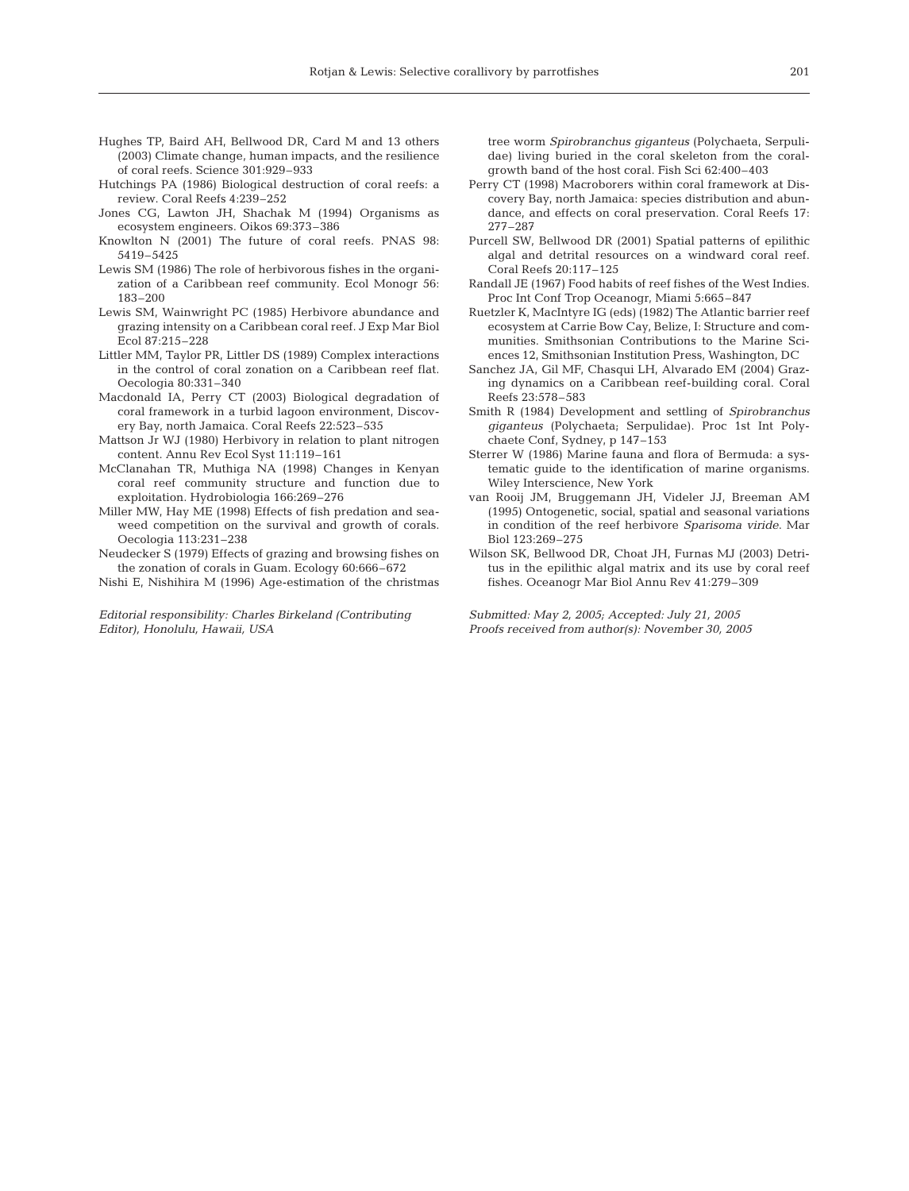Hughes TP, Baird AH, Bellwood DR, Card M and 13 others (2003) Climate change, human impacts, and the resilience of coral reefs. Science 301:929–933

Hutchings PA (1986) Biological destruction of coral reefs: a review. Coral Reefs 4:239–252

Jones CG, Lawton JH, Shachak M (1994) Organisms as ecosystem engineers. Oikos 69:373–386

Knowlton N (2001) The future of coral reefs. PNAS 98: 5419–5425

Lewis SM (1986) The role of herbivorous fishes in the organization of a Caribbean reef community. Ecol Monogr 56: 183–200

Lewis SM, Wainwright PC (1985) Herbivore abundance and grazing intensity on a Caribbean coral reef. J Exp Mar Biol Ecol 87:215–228

Littler MM, Taylor PR, Littler DS (1989) Complex interactions in the control of coral zonation on a Caribbean reef flat. Oecologia 80:331–340

Macdonald IA, Perry CT (2003) Biological degradation of coral framework in a turbid lagoon environment, Discovery Bay, north Jamaica. Coral Reefs 22:523–535

Mattson Jr WJ (1980) Herbivory in relation to plant nitrogen content. Annu Rev Ecol Syst 11:119–161

McClanahan TR, Muthiga NA (1998) Changes in Kenyan coral reef community structure and function due to exploitation. Hydrobiologia 166:269–276

Miller MW, Hay ME (1998) Effects of fish predation and seaweed competition on the survival and growth of corals. Oecologia 113:231–238

Neudecker S (1979) Effects of grazing and browsing fishes on the zonation of corals in Guam. Ecology 60:666–672

Nishi E, Nishihira M (1996) Age-estimation of the christmas tree worm *Spirobranchus giganteus* (Polychaeta, Serpulidae) living buried in the coral skeleton from the coral-growth band of the host coral. Fish Sci 62:400–403

Perry CT (1998) Macroborers within coral framework at Discovery Bay, north Jamaica: species distribution and abundance, and effects on coral preservation. Coral Reefs 17: 277–287

Purcell SW, Bellwood DR (2001) Spatial patterns of epilithic algal and detrital resources on a windward coral reef. Coral Reefs 20:117–125

Randall JE (1967) Food habits of reef fishes of the West Indies. Proc Int Conf Trop Oceanogr, Miami 5:665–847

Ruetzler K, MacIntyre IG (eds) (1982) The Atlantic barrier reef ecosystem at Carrie Bow Cay, Belize, I: Structure and communities. Smithsonian Contributions to the Marine Sciences 12, Smithsonian Institution Press, Washington, DC

Sanchez JA, Gil MF, Chasqui LH, Alvarado EM (2004) Grazing dynamics on a Caribbean reef-building coral. Coral Reefs 23:578–583

Smith R (1984) Development and settling of *Spirobranchus giganteus* (Polychaeta; Serpulidae). Proc 1st Int Polychaete Conf, Sydney, p 147–153

Sterrer W (1986) Marine fauna and flora of Bermuda: a systematic guide to the identification of marine organisms. Wiley Interscience, New York

van Rooij JM, Bruggemann JH, Videler JJ, Breeman AM (1995) Ontogenetic, social, spatial and seasonal variations in condition of the reef herbivore *Sparisoma viride*. Mar Biol 123:269–275

Wilson SK, Bellwood DR, Choat JH, Furnas MJ (2003) Detritus in the epilithic algal matrix and its use by coral reef fishes. Oceanogr Mar Biol Annu Rev 41:279–309

*Editorial responsibility: Charles Birkeland (Contributing Editor), Honolulu, Hawaii, USA*

*Submitted: May 2, 2005; Accepted: July 21, 2005*
*Proofs received from author(s): November 30, 2005*